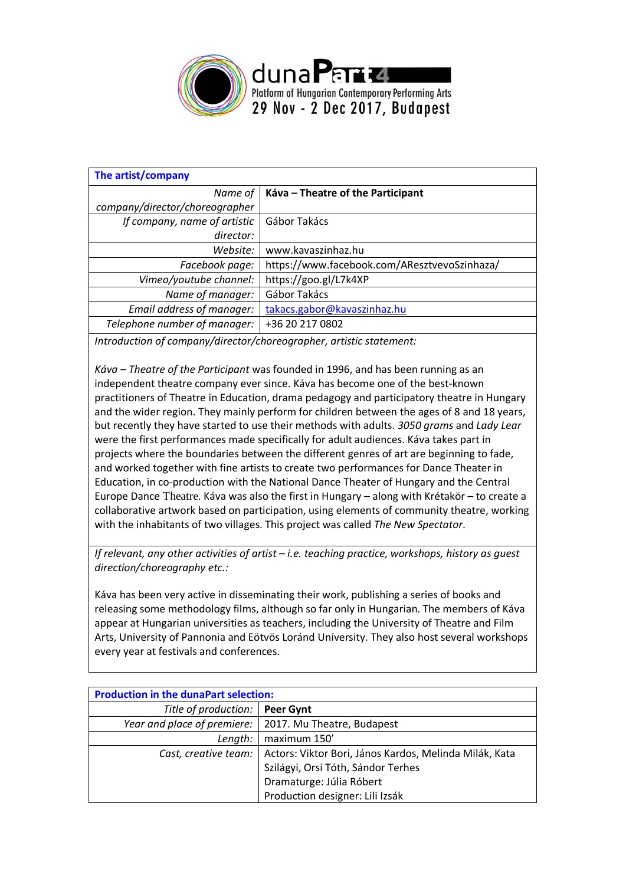duna**Part**4

Platform of Hungarian Contemporary Performing Arts

29 Nov - 2 Dec 2017, Budapest

| **The artist/company** | |
|---|---|
| *Name of company/director/choreographer* | **Káva – Theatre of the Participant** |
| *If company, name of artistic director:* | Gábor Takács |
| *Website:* | www.kavaszinhaz.hu |
| *Facebook page:* | https://www.facebook.com/AResztvevoSzinhaza/ |
| *Vimeo/youtube channel:* | https://goo.gl/L7k4XP |
| *Name of manager:* | Gábor Takács |
| *Email address of manager:* | takacs.gabor@kavaszinhaz.hu |
| *Telephone number of manager:* | +36 20 217 0802 |

*Introduction of company/director/choreographer, artistic statement:*

*Káva – Theatre of the Participant* was founded in 1996, and has been running as an independent theatre company ever since. Káva has become one of the best-known practitioners of Theatre in Education, drama pedagogy and participatory theatre in Hungary and the wider region. They mainly perform for children between the ages of 8 and 18 years, but recently they have started to use their methods with adults. *3050 grams* and *Lady Lear* were the first performances made specifically for adult audiences. Káva takes part in projects where the boundaries between the different genres of art are beginning to fade, and worked together with fine artists to create two performances for Dance Theater in Education, in co-production with the National Dance Theater of Hungary and the Central Europe Dance Theatre. Káva was also the first in Hungary – along with Krétakör – to create a collaborative artwork based on participation, using elements of community theatre, working with the inhabitants of two villages. This project was called *The New Spectator*.

*If relevant, any other activities of artist – i.e. teaching practice, workshops, history as guest direction/choreography etc.:*

Káva has been very active in disseminating their work, publishing a series of books and releasing some methodology films, although so far only in Hungarian. The members of Káva appear at Hungarian universities as teachers, including the University of Theatre and Film Arts, University of Pannonia and Eötvös Loránd University. They also host several workshops every year at festivals and conferences.

| **Production in the dunaPart selection:** | |
|---|---|
| *Title of production:* | **Peer Gynt** |
| *Year and place of premiere:* | 2017. Mu Theatre, Budapest |
| *Length:* | maximum 150’ |
| *Cast, creative team:* | Actors: Viktor Bori, János Kardos, Melinda Milák, Kata Szilágyi, Orsi Tóth, Sándor Terhes<br>Dramaturge: Júlia Róbert<br>Production designer: Lili Izsák |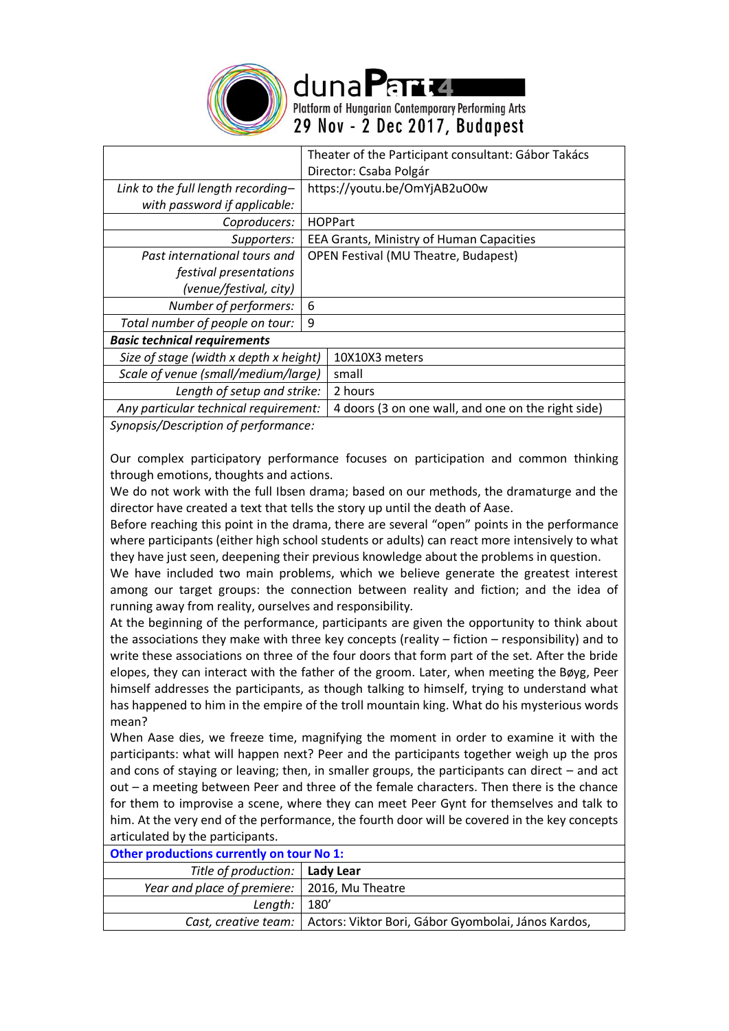| | |
|---|---|
| | Theater of the Participant consultant: Gábor Takács<br>Director: Csaba Polgár |
| *Link to the full length recording– with password if applicable:* | https://youtu.be/OmYjAB2uO0w |
| *Coproducers:* | HOPPart |
| *Supporters:* | EEA Grants, Ministry of Human Capacities |
| *Past international tours and festival presentations (venue/festival, city)* | OPEN Festival (MU Theatre, Budapest) |
| *Number of performers:* | 6 |
| *Total number of people on tour:* | 9 |

**Basic technical requirements**

| | |
|---|---|
| *Size of stage (width x depth x height)* | 10X10X3 meters |
| *Scale of venue (small/medium/large)* | small |
| *Length of setup and strike:* | 2 hours |
| *Any particular technical requirement:* | 4 doors (3 on one wall, and one on the right side) |

*Synopsis/Description of performance:*

Our complex participatory performance focuses on participation and common thinking through emotions, thoughts and actions.

We do not work with the full Ibsen drama; based on our methods, the dramaturge and the director have created a text that tells the story up until the death of Aase.

Before reaching this point in the drama, there are several "open" points in the performance where participants (either high school students or adults) can react more intensively to what they have just seen, deepening their previous knowledge about the problems in question.

We have included two main problems, which we believe generate the greatest interest among our target groups: the connection between reality and fiction; and the idea of running away from reality, ourselves and responsibility.

At the beginning of the performance, participants are given the opportunity to think about the associations they make with three key concepts (reality – fiction – responsibility) and to write these associations on three of the four doors that form part of the set. After the bride elopes, they can interact with the father of the groom. Later, when meeting the Bøyg, Peer himself addresses the participants, as though talking to himself, trying to understand what has happened to him in the empire of the troll mountain king. What do his mysterious words mean?

When Aase dies, we freeze time, magnifying the moment in order to examine it with the participants: what will happen next? Peer and the participants together weigh up the pros and cons of staying or leaving; then, in smaller groups, the participants can direct – and act out – a meeting between Peer and three of the female characters. Then there is the chance for them to improvise a scene, where they can meet Peer Gynt for themselves and talk to him. At the very end of the performance, the fourth door will be covered in the key concepts articulated by the participants.

**Other productions currently on tour No 1:**

| | |
|---|---|
| *Title of production:* | **Lady Lear** |
| *Year and place of premiere:* | 2016, Mu Theatre |
| *Length:* | 180' |
| *Cast, creative team:* | Actors: Viktor Bori, Gábor Gyombolai, János Kardos, |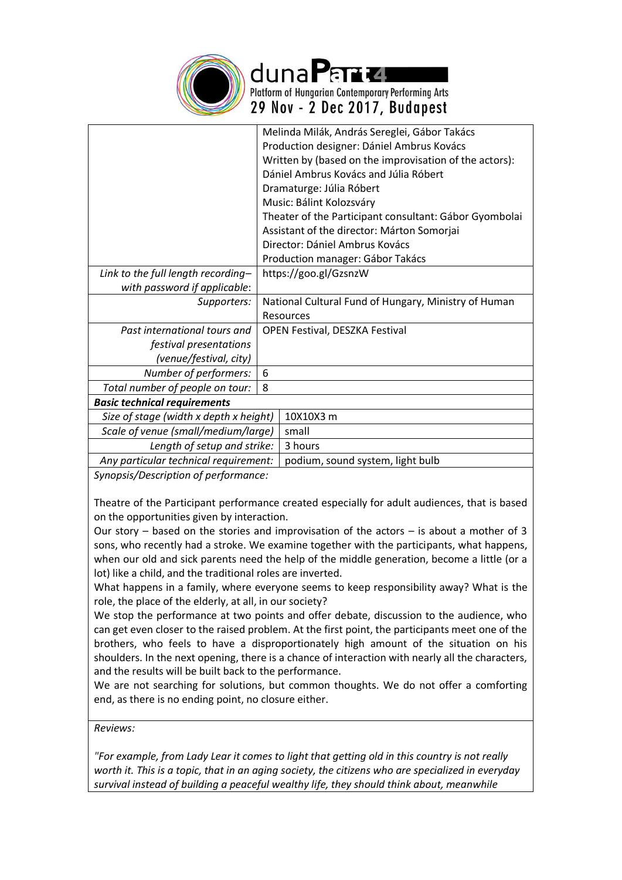| | |
|---|---|
| | Melinda Milák, András Sereglei, Gábor Takács<br>Production designer: Dániel Ambrus Kovács<br>Written by (based on the improvisation of the actors): Dániel Ambrus Kovács and Júlia Róbert<br>Dramaturge: Júlia Róbert<br>Music: Bálint Kolozsváry<br>Theater of the Participant consultant: Gábor Gyombolai<br>Assistant of the director: Márton Somorjai<br>Director: Dániel Ambrus Kovács<br>Production manager: Gábor Takács |
| *Link to the full length recording– with password if applicable:* | https://goo.gl/GzsnzW |
| *Supporters:* | National Cultural Fund of Hungary, Ministry of Human Resources |
| *Past international tours and festival presentations (venue/festival, city)* | OPEN Festival, DESZKA Festival |
| *Number of performers:* | 6 |
| *Total number of people on tour:* | 8 |

***Basic technical requirements***

| | |
|---|---|
| *Size of stage (width x depth x height)* | 10X10X3 m |
| *Scale of venue (small/medium/large)* | small |
| *Length of setup and strike:* | 3 hours |
| *Any particular technical requirement:* | podium, sound system, light bulb |

*Synopsis/Description of performance:*

Theatre of the Participant performance created especially for adult audiences, that is based on the opportunities given by interaction.

Our story – based on the stories and improvisation of the actors – is about a mother of 3 sons, who recently had a stroke. We examine together with the participants, what happens, when our old and sick parents need the help of the middle generation, become a little (or a lot) like a child, and the traditional roles are inverted.

What happens in a family, where everyone seems to keep responsibility away? What is the role, the place of the elderly, at all, in our society?

We stop the performance at two points and offer debate, discussion to the audience, who can get even closer to the raised problem. At the first point, the participants meet one of the brothers, who feels to have a disproportionately high amount of the situation on his shoulders. In the next opening, there is a chance of interaction with nearly all the characters, and the results will be built back to the performance.

We are not searching for solutions, but common thoughts. We do not offer a comforting end, as there is no ending point, no closure either.

*Reviews:*

*"For example, from Lady Lear it comes to light that getting old in this country is not really worth it. This is a topic, that in an aging society, the citizens who are specialized in everyday survival instead of building a peaceful wealthy life, they should think about, meanwhile*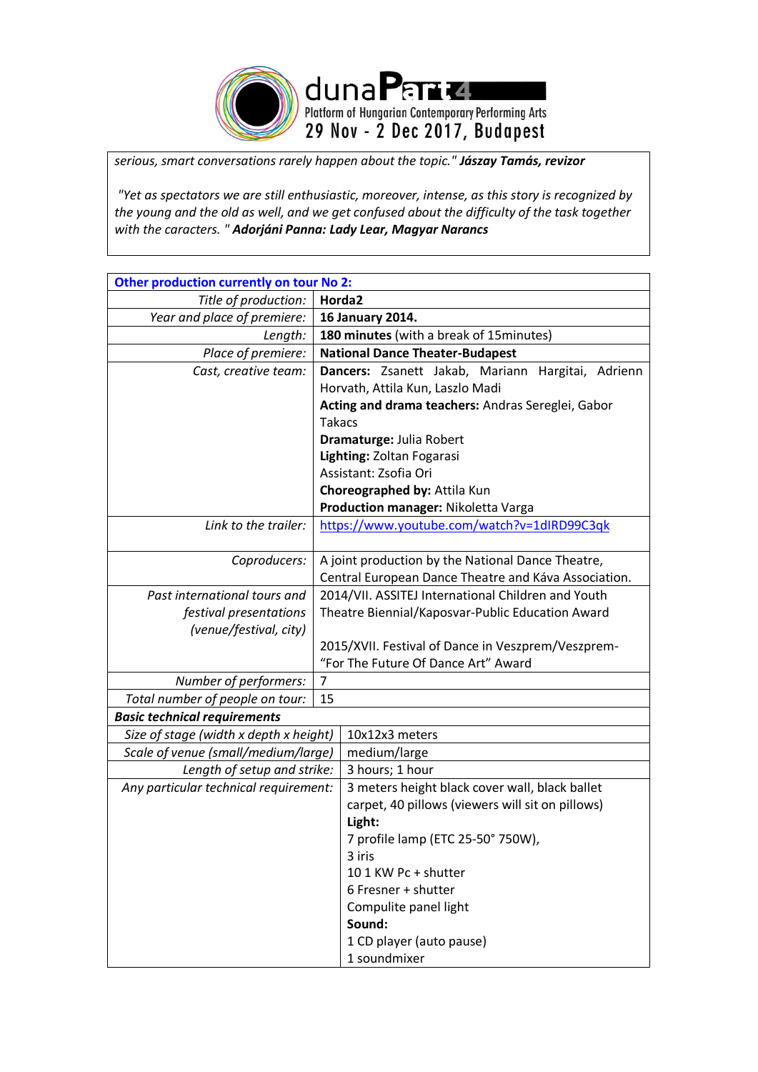serious, smart conversations rarely happen about the topic." ***Jászay Tamás, revizor***

"Yet as spectators we are still enthusiastic, moreover, intense, as this story is recognized by the young and the old as well, and we get confused about the difficulty of the task together with the caracters. " ***Adorjáni Panna: Lady Lear, Magyar Narancs***

| **Other production currently on tour No 2:** | |
|---|---|
| *Title of production:* | **Horda2** |
| *Year and place of premiere:* | **16 January 2014.** |
| *Length:* | **180 minutes** (with a break of 15minutes) |
| *Place of premiere:* | **National Dance Theater-Budapest** |
| *Cast, creative team:* | **Dancers:** Zsanett Jakab, Mariann Hargitai, Adrienn Horvath, Attila Kun, Laszlo Madi<br>**Acting and drama teachers:** Andras Sereglei, Gabor Takacs<br>**Dramaturge:** Julia Robert<br>**Lighting:** Zoltan Fogarasi<br>Assistant: Zsofia Ori<br>**Choreographed by:** Attila Kun<br>**Production manager:** Nikoletta Varga |
| *Link to the trailer:* | https://www.youtube.com/watch?v=1dIRD99C3qk |
| *Coproducers:* | A joint production by the National Dance Theatre, Central European Dance Theatre and Káva Association. |
| *Past international tours and festival presentations (venue/festival, city)* | 2014/VII. ASSITEJ International Children and Youth Theatre Biennial/Kaposvar-Public Education Award<br><br>2015/XVII. Festival of Dance in Veszprem/Veszprem-"For The Future Of Dance Art" Award |
| *Number of performers:* | 7 |
| *Total number of people on tour:* | 15 |
| ***Basic technical requirements*** | |
| *Size of stage (width x depth x height)* | 10x12x3 meters |
| *Scale of venue (small/medium/large)* | medium/large |
| *Length of setup and strike:* | 3 hours; 1 hour |
| *Any particular technical requirement:* | 3 meters height black cover wall, black ballet carpet, 40 pillows (viewers will sit on pillows)<br>**Light:**<br>7 profile lamp (ETC 25-50° 750W),<br>3 iris<br>10 1 KW Pc + shutter<br>6 Fresner + shutter<br>Compulite panel light<br>**Sound:**<br>1 CD player (auto pause)<br>1 soundmixer |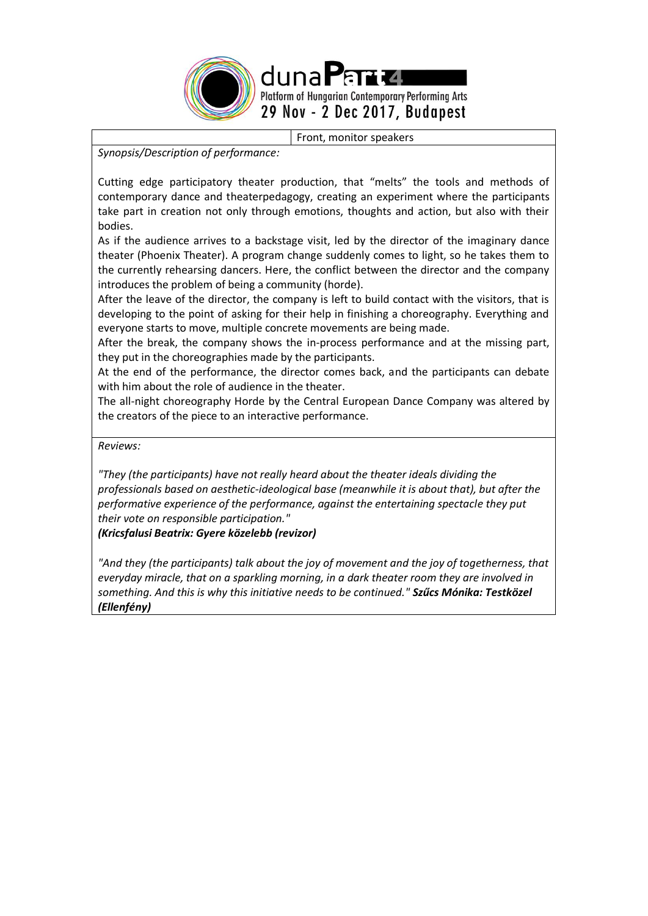| | |
|---|---|
| | Front, monitor speakers |

*Synopsis/Description of performance:*

Cutting edge participatory theater production, that "melts" the tools and methods of contemporary dance and theaterpedagogy, creating an experiment where the participants take part in creation not only through emotions, thoughts and action, but also with their bodies.
As if the audience arrives to a backstage visit, led by the director of the imaginary dance theater (Phoenix Theater). A program change suddenly comes to light, so he takes them to the currently rehearsing dancers. Here, the conflict between the director and the company introduces the problem of being a community (horde).
After the leave of the director, the company is left to build contact with the visitors, that is developing to the point of asking for their help in finishing a choreography. Everything and everyone starts to move, multiple concrete movements are being made.
After the break, the company shows the in-process performance and at the missing part, they put in the choreographies made by the participants.
At the end of the performance, the director comes back, and the participants can debate with him about the role of audience in the theater.
The all-night choreography Horde by the Central European Dance Company was altered by the creators of the piece to an interactive performance.

*Reviews:*

*"They (the participants) have not really heard about the theater ideals dividing the professionals based on aesthetic-ideological base (meanwhile it is about that), but after the performative experience of the performance, against the entertaining spectacle they put their vote on responsible participation."*
***(Kricsfalusi Beatrix: Gyere közelebb (revizor)***

*"And they (the participants) talk about the joy of movement and the joy of togetherness, that everyday miracle, that on a sparkling morning, in a dark theater room they are involved in something. And this is why this initiative needs to be continued."* ***Szűcs Mónika: Testközel (Ellenfény)***